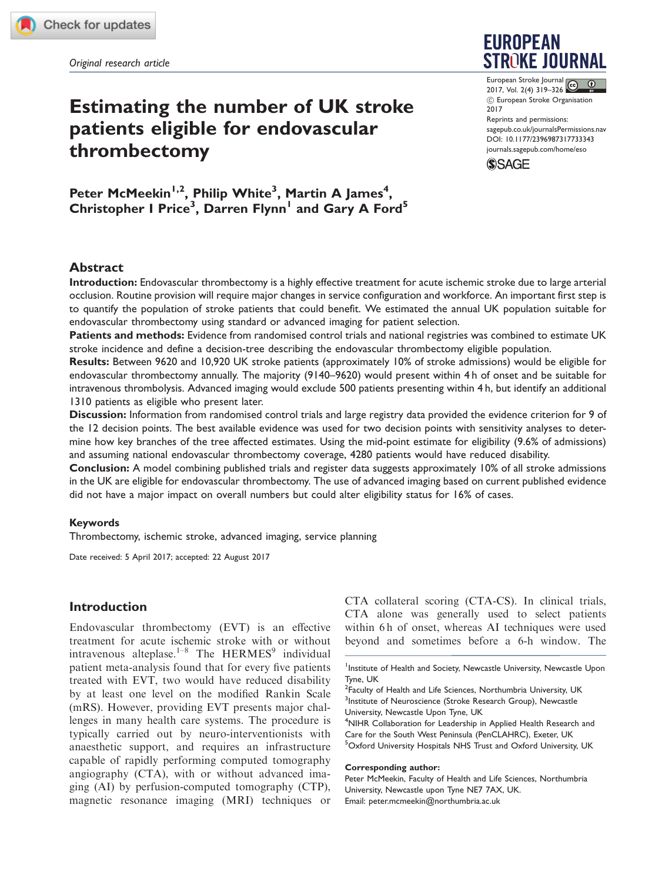*Original research article*

# Estimating the number of UK stroke patients eligible for endovascular thrombectomy

**Peter McMeekin[1,2], Philip White[3], Martin A James[4], Christopher I Price[3], Darren Flynn[1] and Gary A Ford[5]**

## Abstract

**Introduction:** Endovascular thrombectomy is a highly effective treatment for acute ischemic stroke due to large arterial occlusion. Routine provision will require major changes in service configuration and workforce. An important first step is to quantify the population of stroke patients that could benefit. We estimated the annual UK population suitable for endovascular thrombectomy using standard or advanced imaging for patient selection.

**Patients and methods:** Evidence from randomised control trials and national registries was combined to estimate UK stroke incidence and define a decision-tree describing the endovascular thrombectomy eligible population.

**Results:** Between 9620 and 10,920 UK stroke patients (approximately 10% of stroke admissions) would be eligible for endovascular thrombectomy annually. The majority (9140–9620) would present within 4 h of onset and be suitable for intravenous thrombolysis. Advanced imaging would exclude 500 patients presenting within 4 h, but identify an additional 1310 patients as eligible who present later.

**Discussion:** Information from randomised control trials and large registry data provided the evidence criterion for 9 of the 12 decision points. The best available evidence was used for two decision points with sensitivity analyses to determine how key branches of the tree affected estimates. Using the mid-point estimate for eligibility (9.6% of admissions) and assuming national endovascular thrombectomy coverage, 4280 patients would have reduced disability.

**Conclusion:** A model combining published trials and register data suggests approximately 10% of all stroke admissions in the UK are eligible for endovascular thrombectomy. The use of advanced imaging based on current published evidence did not have a major impact on overall numbers but could alter eligibility status for 16% of cases.

### Keywords

Thrombectomy, ischemic stroke, advanced imaging, service planning

Date received: 5 April 2017; accepted: 22 August 2017

## Introduction

Endovascular thrombectomy (EVT) is an effective treatment for acute ischemic stroke with or without intravenous alteplase.[1–8] The HERMES[9] individual patient meta-analysis found that for every five patients treated with EVT, two would have reduced disability by at least one level on the modified Rankin Scale (mRS). However, providing EVT presents major challenges in many health care systems. The procedure is typically carried out by neuro-interventionists with anaesthetic support, and requires an infrastructure capable of rapidly performing computed tomography angiography (CTA), with or without advanced imaging (AI) by perfusion-computed tomography (CTP), magnetic resonance imaging (MRI) techniques or CTA collateral scoring (CTA-CS). In clinical trials, CTA alone was generally used to select patients within 6 h of onset, whereas AI techniques were used beyond and sometimes before a 6-h window. The

[1]Institute of Health and Society, Newcastle University, Newcastle Upon Tyne, UK
[2]Faculty of Health and Life Sciences, Northumbria University, UK
[3]Institute of Neuroscience (Stroke Research Group), Newcastle University, Newcastle Upon Tyne, UK
[4]NIHR Collaboration for Leadership in Applied Health Research and Care for the South West Peninsula (PenCLAHRC), Exeter, UK
[5]Oxford University Hospitals NHS Trust and Oxford University, UK

**Corresponding author:**
Peter McMeekin, Faculty of Health and Life Sciences, Northumbria University, Newcastle upon Tyne NE7 7AX, UK.
Email: peter.mcmeekin@northumbria.ac.uk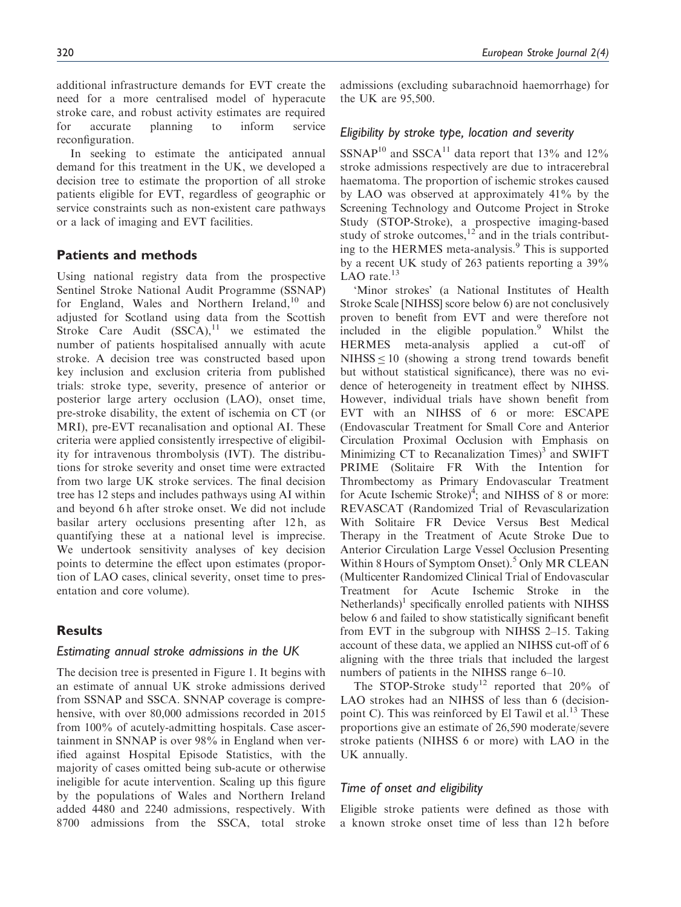additional infrastructure demands for EVT create the need for a more centralised model of hyperacute stroke care, and robust activity estimates are required for accurate planning to inform service reconfiguration.

In seeking to estimate the anticipated annual demand for this treatment in the UK, we developed a decision tree to estimate the proportion of all stroke patients eligible for EVT, regardless of geographic or service constraints such as non-existent care pathways or a lack of imaging and EVT facilities.

## Patients and methods

Using national registry data from the prospective Sentinel Stroke National Audit Programme (SSNAP) for England, Wales and Northern Ireland,[10] and adjusted for Scotland using data from the Scottish Stroke Care Audit (SSCA),[11] we estimated the number of patients hospitalised annually with acute stroke. A decision tree was constructed based upon key inclusion and exclusion criteria from published trials: stroke type, severity, presence of anterior or posterior large artery occlusion (LAO), onset time, pre-stroke disability, the extent of ischemia on CT (or MRI), pre-EVT recanalisation and optional AI. These criteria were applied consistently irrespective of eligibility for intravenous thrombolysis (IVT). The distributions for stroke severity and onset time were extracted from two large UK stroke services. The final decision tree has 12 steps and includes pathways using AI within and beyond 6 h after stroke onset. We did not include basilar artery occlusions presenting after 12 h, as quantifying these at a national level is imprecise. We undertook sensitivity analyses of key decision points to determine the effect upon estimates (proportion of LAO cases, clinical severity, onset time to presentation and core volume).

## Results

### Estimating annual stroke admissions in the UK

The decision tree is presented in Figure 1. It begins with an estimate of annual UK stroke admissions derived from SSNAP and SSCA. SNNAP coverage is comprehensive, with over 80,000 admissions recorded in 2015 from 100% of acutely-admitting hospitals. Case ascertainment in SNNAP is over 98% in England when verified against Hospital Episode Statistics, with the majority of cases omitted being sub-acute or otherwise ineligible for acute intervention. Scaling up this figure by the populations of Wales and Northern Ireland added 4480 and 2240 admissions, respectively. With 8700 admissions from the SSCA, total stroke admissions (excluding subarachnoid haemorrhage) for the UK are 95,500.

### Eligibility by stroke type, location and severity

SSNAP[10] and SSCA[11] data report that 13% and 12% stroke admissions respectively are due to intracerebral haematoma. The proportion of ischemic strokes caused by LAO was observed at approximately 41% by the Screening Technology and Outcome Project in Stroke Study (STOP-Stroke), a prospective imaging-based study of stroke outcomes,[12] and in the trials contributing to the HERMES meta-analysis.[9] This is supported by a recent UK study of 263 patients reporting a 39% LAO rate.[13]

'Minor strokes' (a National Institutes of Health Stroke Scale [NIHSS] score below 6) are not conclusively proven to benefit from EVT and were therefore not included in the eligible population.[9] Whilst the HERMES meta-analysis applied a cut-off of NIHSS $\leq 10$ (showing a strong trend towards benefit but without statistical significance), there was no evidence of heterogeneity in treatment effect by NIHSS. However, individual trials have shown benefit from EVT with an NIHSS of 6 or more: ESCAPE (Endovascular Treatment for Small Core and Anterior Circulation Proximal Occlusion with Emphasis on Minimizing CT to Recanalization Times)[3] and SWIFT PRIME (Solitaire FR With the Intention for Thrombectomy as Primary Endovascular Treatment for Acute Ischemic Stroke)[4]; and NIHSS of 8 or more: REVASCAT (Randomized Trial of Revascularization With Solitaire FR Device Versus Best Medical Therapy in the Treatment of Acute Stroke Due to Anterior Circulation Large Vessel Occlusion Presenting Within 8 Hours of Symptom Onset).[5] Only MR CLEAN (Multicenter Randomized Clinical Trial of Endovascular Treatment for Acute Ischemic Stroke in the Netherlands)[1] specifically enrolled patients with NIHSS below 6 and failed to show statistically significant benefit from EVT in the subgroup with NIHSS 2–15. Taking account of these data, we applied an NIHSS cut-off of 6 aligning with the three trials that included the largest numbers of patients in the NIHSS range 6–10.

The STOP-Stroke study[12] reported that 20% of LAO strokes had an NIHSS of less than 6 (decision-point C). This was reinforced by El Tawil et al.[13] These proportions give an estimate of 26,590 moderate/severe stroke patients (NIHSS 6 or more) with LAO in the UK annually.

### Time of onset and eligibility

Eligible stroke patients were defined as those with a known stroke onset time of less than 12 h before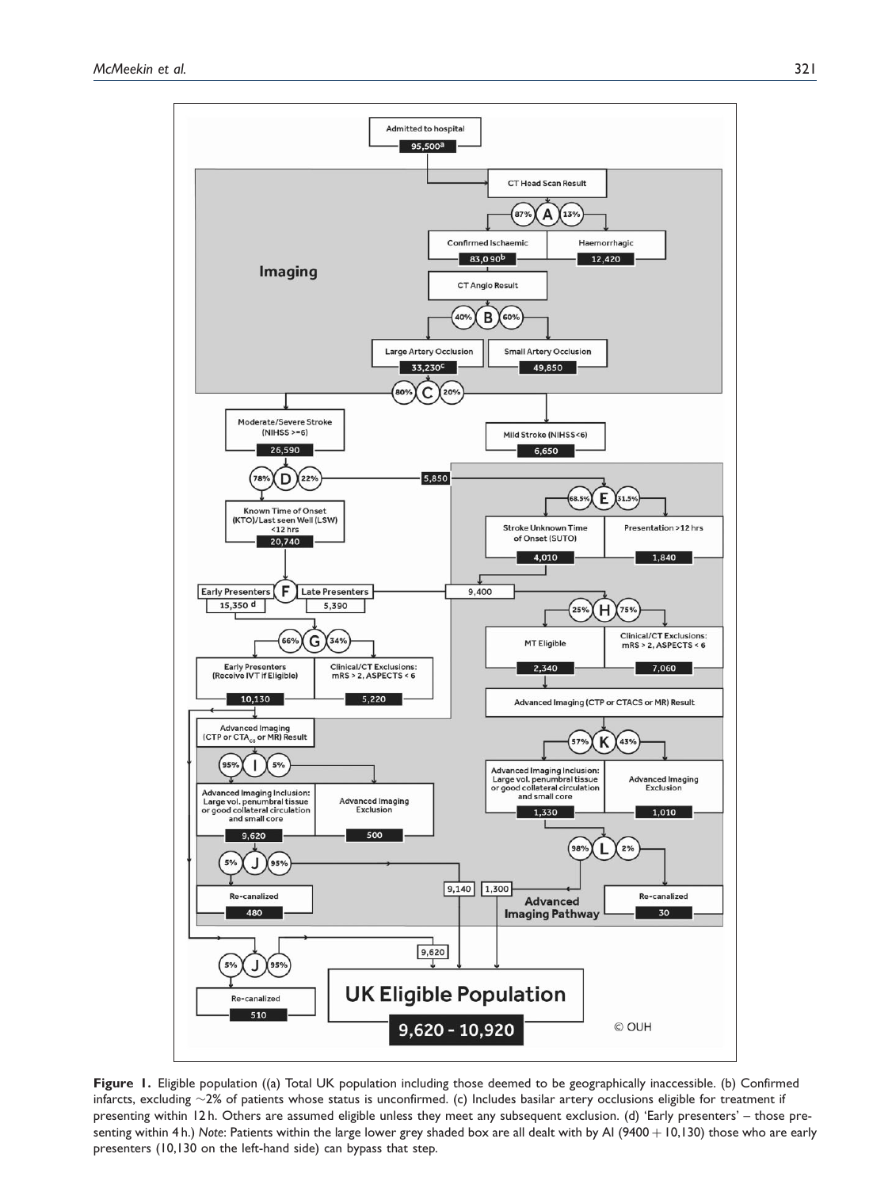**Figure 1.** Eligible population ((a) Total UK population including those deemed to be geographically inaccessible. (b) Confirmed infarcts, excluding ~2% of patients whose status is unconfirmed. (c) Includes basilar artery occlusions eligible for treatment if presenting within 12 h. Others are assumed eligible unless they meet any subsequent exclusion. (d) 'Early presenters' – those presenting within 4 h.) *Note*: Patients within the large lower grey shaded box are all dealt with by AI (9400 + 10,130) those who are early presenters (10,130 on the left-hand side) can bypass that step.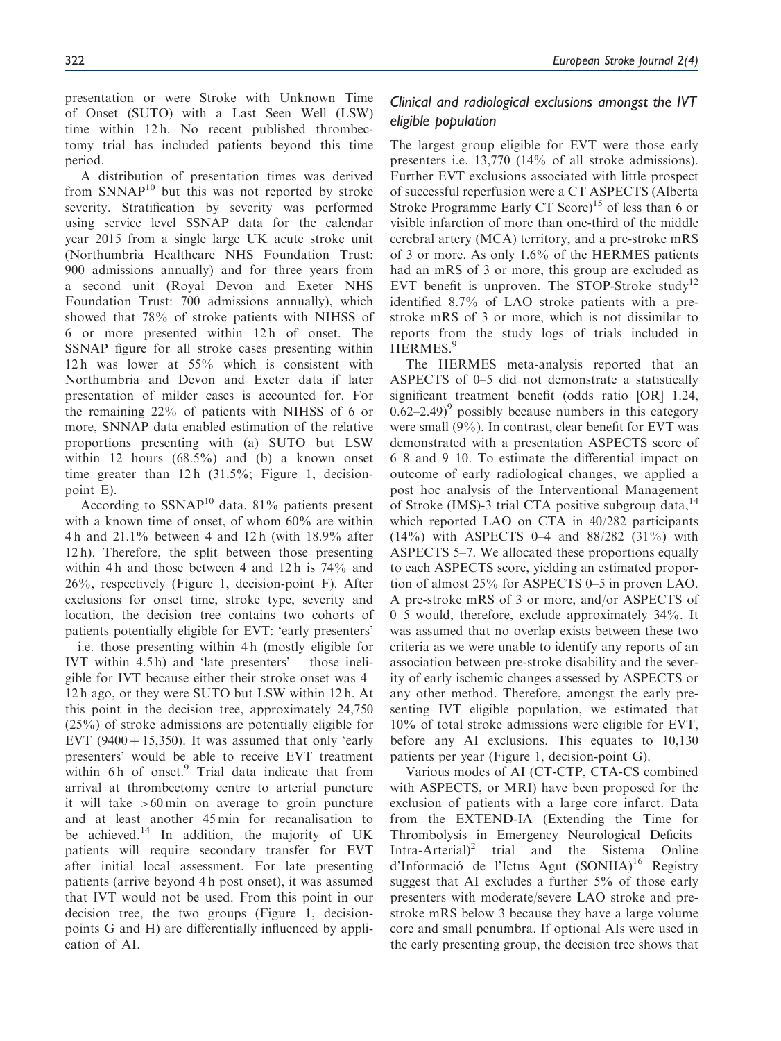presentation or were Stroke with Unknown Time of Onset (SUTO) with a Last Seen Well (LSW) time within 12 h. No recent published thrombectomy trial has included patients beyond this time period.

A distribution of presentation times was derived from SNNAP[10] but this was not reported by stroke severity. Stratification by severity was performed using service level SSNAP data for the calendar year 2015 from a single large UK acute stroke unit (Northumbria Healthcare NHS Foundation Trust: 900 admissions annually) and for three years from a second unit (Royal Devon and Exeter NHS Foundation Trust: 700 admissions annually), which showed that 78% of stroke patients with NIHSS of 6 or more presented within 12 h of onset. The SSNAP figure for all stroke cases presenting within 12 h was lower at 55% which is consistent with Northumbria and Devon and Exeter data if later presentation of milder cases is accounted for. For the remaining 22% of patients with NIHSS of 6 or more, SNNAP data enabled estimation of the relative proportions presenting with (a) SUTO but LSW within 12 hours (68.5%) and (b) a known onset time greater than 12 h (31.5%; Figure 1, decision-point E).

According to SSNAP[10] data, 81% patients present with a known time of onset, of whom 60% are within 4 h and 21.1% between 4 and 12 h (with 18.9% after 12 h). Therefore, the split between those presenting within 4 h and those between 4 and 12 h is 74% and 26%, respectively (Figure 1, decision-point F). After exclusions for onset time, stroke type, severity and location, the decision tree contains two cohorts of patients potentially eligible for EVT: 'early presenters' – i.e. those presenting within 4 h (mostly eligible for IVT within 4.5 h) and 'late presenters' – those ineligible for IVT because either their stroke onset was 4–12 h ago, or they were SUTO but LSW within 12 h. At this point in the decision tree, approximately 24,750 (25%) of stroke admissions are potentially eligible for EVT (9400 + 15,350). It was assumed that only 'early presenters' would be able to receive EVT treatment within 6 h of onset.[9] Trial data indicate that from arrival at thrombectomy centre to arterial puncture it will take >60 min on average to groin puncture and at least another 45 min for recanalisation to be achieved.[14] In addition, the majority of UK patients will require secondary transfer for EVT after initial local assessment. For late presenting patients (arrive beyond 4 h post onset), it was assumed that IVT would not be used. From this point in our decision tree, the two groups (Figure 1, decision-points G and H) are differentially influenced by application of AI.

### *Clinical and radiological exclusions amongst the IVT eligible population*

The largest group eligible for EVT were those early presenters i.e. 13,770 (14% of all stroke admissions). Further EVT exclusions associated with little prospect of successful reperfusion were a CT ASPECTS (Alberta Stroke Programme Early CT Score)[15] of less than 6 or visible infarction of more than one-third of the middle cerebral artery (MCA) territory, and a pre-stroke mRS of 3 or more. As only 1.6% of the HERMES patients had an mRS of 3 or more, this group are excluded as EVT benefit is unproven. The STOP-Stroke study[12] identified 8.7% of LAO stroke patients with a pre-stroke mRS of 3 or more, which is not dissimilar to reports from the study logs of trials included in HERMES.[9]

The HERMES meta-analysis reported that an ASPECTS of 0–5 did not demonstrate a statistically significant treatment benefit (odds ratio [OR] 1.24, 0.62–2.49)[9] possibly because numbers in this category were small (9%). In contrast, clear benefit for EVT was demonstrated with a presentation ASPECTS score of 6–8 and 9–10. To estimate the differential impact on outcome of early radiological changes, we applied a post hoc analysis of the Interventional Management of Stroke (IMS)-3 trial CTA positive subgroup data,[14] which reported LAO on CTA in 40/282 participants (14%) with ASPECTS 0–4 and 88/282 (31%) with ASPECTS 5–7. We allocated these proportions equally to each ASPECTS score, yielding an estimated proportion of almost 25% for ASPECTS 0–5 in proven LAO. A pre-stroke mRS of 3 or more, and/or ASPECTS of 0–5 would, therefore, exclude approximately 34%. It was assumed that no overlap exists between these two criteria as we were unable to identify any reports of an association between pre-stroke disability and the severity of early ischemic changes assessed by ASPECTS or any other method. Therefore, amongst the early presenting IVT eligible population, we estimated that 10% of total stroke admissions were eligible for EVT, before any AI exclusions. This equates to 10,130 patients per year (Figure 1, decision-point G).

Various modes of AI (CT-CTP, CTA-CS combined with ASPECTS, or MRI) have been proposed for the exclusion of patients with a large core infarct. Data from the EXTEND-IA (Extending the Time for Thrombolysis in Emergency Neurological Deficits–Intra-Arterial)[2] trial and the Sistema Online d'Informació de l'Ictus Agut (SONIIA)[16] Registry suggest that AI excludes a further 5% of those early presenters with moderate/severe LAO stroke and pre-stroke mRS below 3 because they have a large volume core and small penumbra. If optional AIs were used in the early presenting group, the decision tree shows that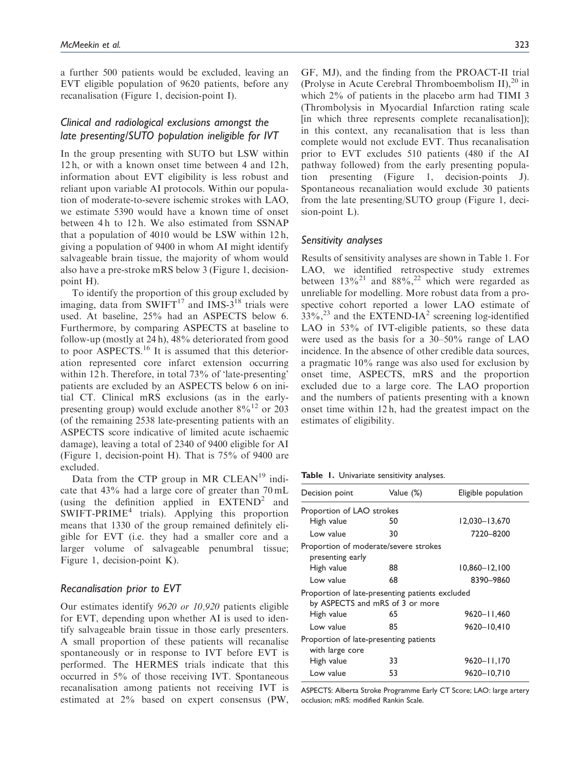a further 500 patients would be excluded, leaving an EVT eligible population of 9620 patients, before any recanalisation (Figure 1, decision-point I).

### Clinical and radiological exclusions amongst the late presenting/SUTO population ineligible for IVT

In the group presenting with SUTO but LSW within 12 h, or with a known onset time between 4 and 12 h, information about EVT eligibility is less robust and reliant upon variable AI protocols. Within our population of moderate-to-severe ischemic strokes with LAO, we estimate 5390 would have a known time of onset between 4 h to 12 h. We also estimated from SSNAP that a population of 4010 would be LSW within 12 h, giving a population of 9400 in whom AI might identify salvageable brain tissue, the majority of whom would also have a pre-stroke mRS below 3 (Figure 1, decision-point H).

To identify the proportion of this group excluded by imaging, data from SWIFT[17] and IMS-3[18] trials were used. At baseline, 25% had an ASPECTS below 6. Furthermore, by comparing ASPECTS at baseline to follow-up (mostly at 24 h), 48% deteriorated from good to poor ASPECTS.[16] It is assumed that this deterioration represented core infarct extension occurring within 12 h. Therefore, in total 73% of 'late-presenting' patients are excluded by an ASPECTS below 6 on initial CT. Clinical mRS exclusions (as in the early-presenting group) would exclude another 8%[12] or 203 (of the remaining 2538 late-presenting patients with an ASPECTS score indicative of limited acute ischaemic damage), leaving a total of 2340 of 9400 eligible for AI (Figure 1, decision-point H). That is 75% of 9400 are excluded.

Data from the CTP group in MR CLEAN[19] indicate that 43% had a large core of greater than 70 mL (using the definition applied in EXTEND[2] and SWIFT-PRIME[4] trials). Applying this proportion means that 1330 of the group remained definitely eligible for EVT (i.e. they had a smaller core and a larger volume of salvageable penumbral tissue; Figure 1, decision-point K).

### Recanalisation prior to EVT

Our estimates identify *9620 or 10,920* patients eligible for EVT, depending upon whether AI is used to identify salvageable brain tissue in those early presenters. A small proportion of these patients will recanalise spontaneously or in response to IVT before EVT is performed. The HERMES trials indicate that this occurred in 5% of those receiving IVT. Spontaneous recanalisation among patients not receiving IVT is estimated at 2% based on expert consensus (PW, GF, MJ), and the finding from the PROACT-II trial (Prolyse in Acute Cerebral Thromboembolism II),[20] in which 2% of patients in the placebo arm had TIMI 3 (Thrombolysis in Myocardial Infarction rating scale [in which three represents complete recanalisation]); in this context, any recanalisation that is less than complete would not exclude EVT. Thus recanalisation prior to EVT excludes 510 patients (480 if the AI pathway followed) from the early presenting population presenting (Figure 1, decision-points J). Spontaneous recanaliation would exclude 30 patients from the late presenting/SUTO group (Figure 1, decision-point L).

### Sensitivity analyses

Results of sensitivity analyses are shown in Table 1. For LAO, we identified retrospective study extremes between 13%[21] and 88%,[22] which were regarded as unreliable for modelling. More robust data from a prospective cohort reported a lower LAO estimate of 33%,[23] and the EXTEND-IA[2] screening log-identified LAO in 53% of IVT-eligible patients, so these data were used as the basis for a 30–50% range of LAO incidence. In the absence of other credible data sources, a pragmatic 10% range was also used for exclusion by onset time, ASPECTS, mRS and the proportion excluded due to a large core. The LAO proportion and the numbers of patients presenting with a known onset time within 12 h, had the greatest impact on the estimates of eligibility.

**Table 1.** Univariate sensitivity analyses.

| Decision point | Value (%) | Eligible population |
|---|---|---|
| Proportion of LAO strokes | | |
| High value | 50 | 12,030–13,670 |
| Low value | 30 | 7220–8200 |
| Proportion of moderate/severe strokes presenting early | | |
| High value | 88 | 10,860–12,100 |
| Low value | 68 | 8390–9860 |
| Proportion of late-presenting patients excluded by ASPECTS and mRS of 3 or more | | |
| High value | 65 | 9620–11,460 |
| Low value | 85 | 9620–10,410 |
| Proportion of late-presenting patients with large core | | |
| High value | 33 | 9620–11,170 |
| Low value | 53 | 9620–10,710 |

ASPECTS: Alberta Stroke Programme Early CT Score; LAO: large artery occlusion; mRS: modified Rankin Scale.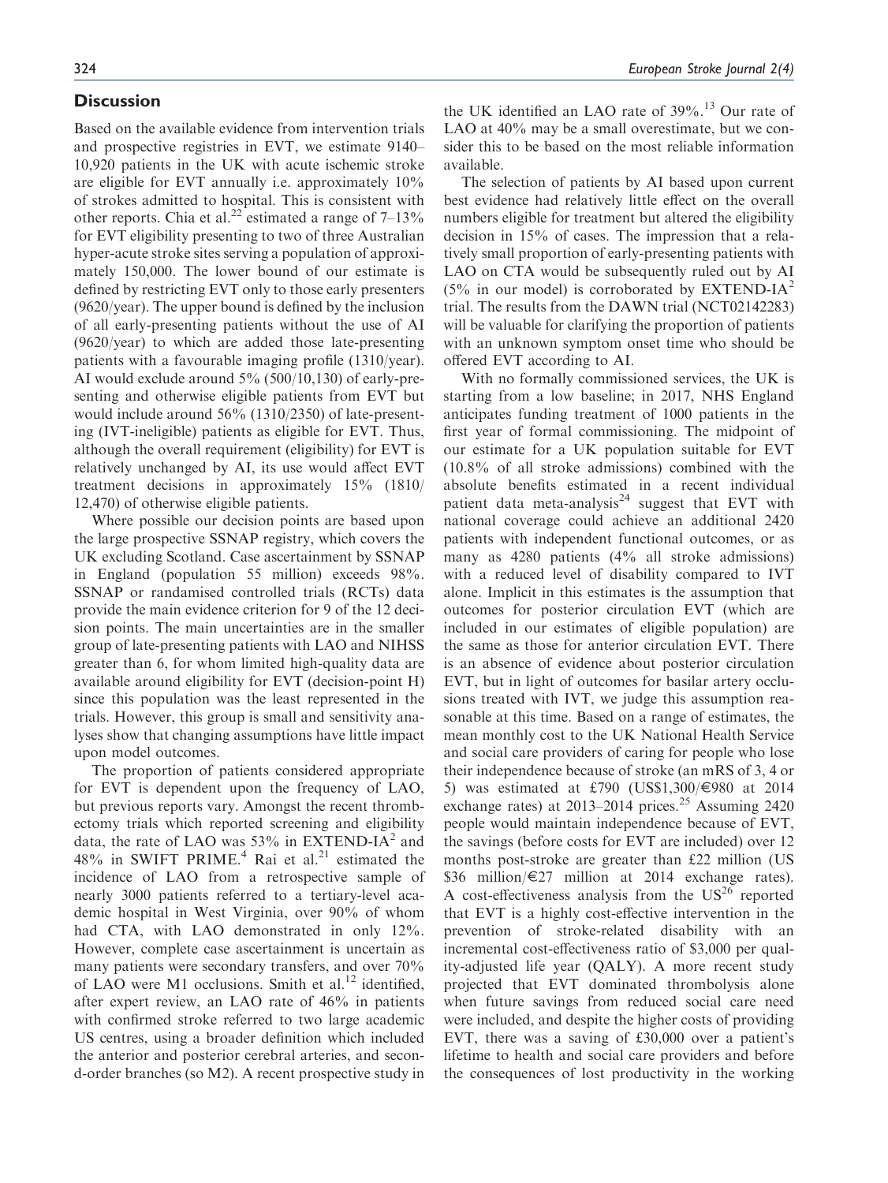## Discussion

Based on the available evidence from intervention trials and prospective registries in EVT, we estimate 9140–10,920 patients in the UK with acute ischemic stroke are eligible for EVT annually i.e. approximately 10% of strokes admitted to hospital. This is consistent with other reports. Chia et al.[22] estimated a range of 7–13% for EVT eligibility presenting to two of three Australian hyper-acute stroke sites serving a population of approximately 150,000. The lower bound of our estimate is defined by restricting EVT only to those early presenters (9620/year). The upper bound is defined by the inclusion of all early-presenting patients without the use of AI (9620/year) to which are added those late-presenting patients with a favourable imaging profile (1310/year). AI would exclude around 5% (500/10,130) of early-presenting and otherwise eligible patients from EVT but would include around 56% (1310/2350) of late-presenting (IVT-ineligible) patients as eligible for EVT. Thus, although the overall requirement (eligibility) for EVT is relatively unchanged by AI, its use would affect EVT treatment decisions in approximately 15% (1810/12,470) of otherwise eligible patients.

Where possible our decision points are based upon the large prospective SSNAP registry, which covers the UK excluding Scotland. Case ascertainment by SSNAP in England (population 55 million) exceeds 98%. SSNAP or randamised controlled trials (RCTs) data provide the main evidence criterion for 9 of the 12 decision points. The main uncertainties are in the smaller group of late-presenting patients with LAO and NIHSS greater than 6, for whom limited high-quality data are available around eligibility for EVT (decision-point H) since this population was the least represented in the trials. However, this group is small and sensitivity analyses show that changing assumptions have little impact upon model outcomes.

The proportion of patients considered appropriate for EVT is dependent upon the frequency of LAO, but previous reports vary. Amongst the recent thrombectomy trials which reported screening and eligibility data, the rate of LAO was 53% in EXTEND-IA[2] and 48% in SWIFT PRIME.[4] Rai et al.[21] estimated the incidence of LAO from a retrospective sample of nearly 3000 patients referred to a tertiary-level academic hospital in West Virginia, over 90% of whom had CTA, with LAO demonstrated in only 12%. However, complete case ascertainment is uncertain as many patients were secondary transfers, and over 70% of LAO were M1 occlusions. Smith et al.[12] identified, after expert review, an LAO rate of 46% in patients with confirmed stroke referred to two large academic US centres, using a broader definition which included the anterior and posterior cerebral arteries, and second-order branches (so M2). A recent prospective study in the UK identified an LAO rate of 39%.[13] Our rate of LAO at 40% may be a small overestimate, but we consider this to be based on the most reliable information available.

The selection of patients by AI based upon current best evidence had relatively little effect on the overall numbers eligible for treatment but altered the eligibility decision in 15% of cases. The impression that a relatively small proportion of early-presenting patients with LAO on CTA would be subsequently ruled out by AI (5% in our model) is corroborated by EXTEND-IA[2] trial. The results from the DAWN trial (NCT02142283) will be valuable for clarifying the proportion of patients with an unknown symptom onset time who should be offered EVT according to AI.

With no formally commissioned services, the UK is starting from a low baseline; in 2017, NHS England anticipates funding treatment of 1000 patients in the first year of formal commissioning. The midpoint of our estimate for a UK population suitable for EVT (10.8% of all stroke admissions) combined with the absolute benefits estimated in a recent individual patient data meta-analysis[24] suggest that EVT with national coverage could achieve an additional 2420 patients with independent functional outcomes, or as many as 4280 patients (4% all stroke admissions) with a reduced level of disability compared to IVT alone. Implicit in this estimates is the assumption that outcomes for posterior circulation EVT (which are included in our estimates of eligible population) are the same as those for anterior circulation EVT. There is an absence of evidence about posterior circulation EVT, but in light of outcomes for basilar artery occlusions treated with IVT, we judge this assumption reasonable at this time. Based on a range of estimates, the mean monthly cost to the UK National Health Service and social care providers of caring for people who lose their independence because of stroke (an mRS of 3, 4 or 5) was estimated at £790 (US$1,300/€980 at 2014 exchange rates) at 2013–2014 prices.[25] Assuming 2420 people would maintain independence because of EVT, the savings (before costs for EVT are included) over 12 months post-stroke are greater than £22 million (US $36 million/€27 million at 2014 exchange rates). A cost-effectiveness analysis from the US[26] reported that EVT is a highly cost-effective intervention in the prevention of stroke-related disability with an incremental cost-effectiveness ratio of $3,000 per quality-adjusted life year (QALY). A more recent study projected that EVT dominated thrombolysis alone when future savings from reduced social care need were included, and despite the higher costs of providing EVT, there was a saving of £30,000 over a patient's lifetime to health and social care providers and before the consequences of lost productivity in the working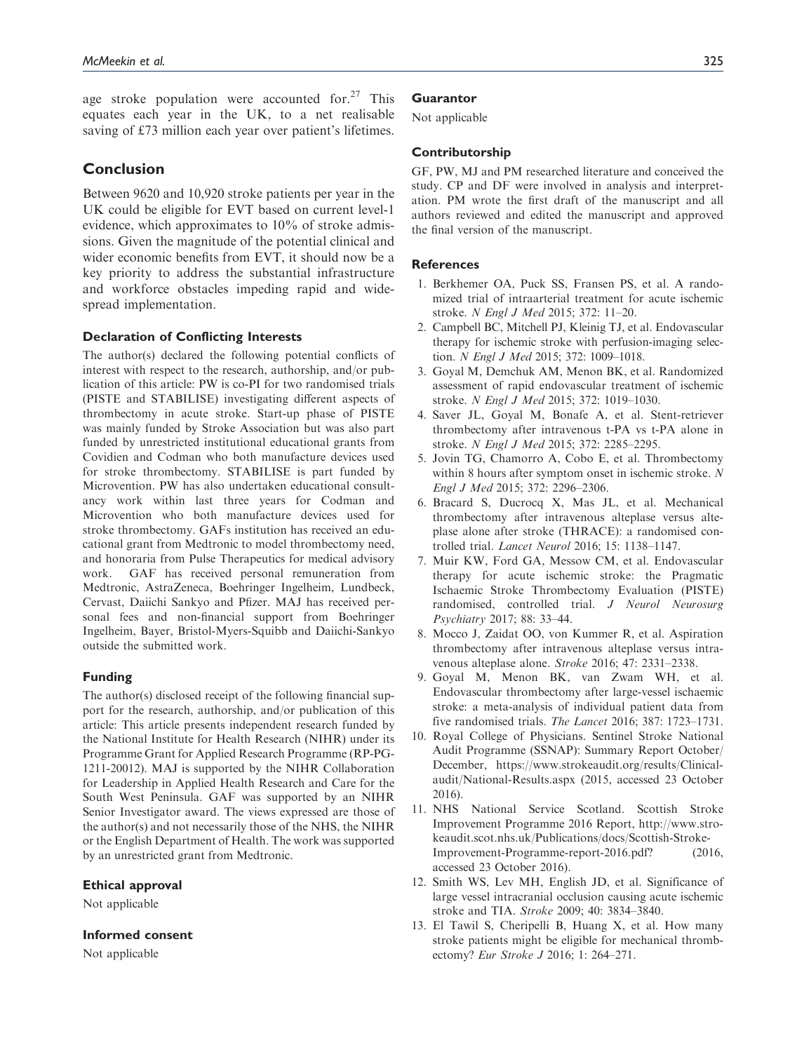age stroke population were accounted for.[27] This equates each year in the UK, to a net realisable saving of £73 million each year over patient's lifetimes.

## Conclusion

Between 9620 and 10,920 stroke patients per year in the UK could be eligible for EVT based on current level-1 evidence, which approximates to 10% of stroke admissions. Given the magnitude of the potential clinical and wider economic benefits from EVT, it should now be a key priority to address the substantial infrastructure and workforce obstacles impeding rapid and widespread implementation.

### Declaration of Conflicting Interests

The author(s) declared the following potential conflicts of interest with respect to the research, authorship, and/or publication of this article: PW is co-PI for two randomised trials (PISTE and STABILISE) investigating different aspects of thrombectomy in acute stroke. Start-up phase of PISTE was mainly funded by Stroke Association but was also part funded by unrestricted institutional educational grants from Covidien and Codman who both manufacture devices used for stroke thrombectomy. STABILISE is part funded by Microvention. PW has also undertaken educational consultancy work within last three years for Codman and Microvention who both manufacture devices used for stroke thrombectomy. GAFs institution has received an educational grant from Medtronic to model thrombectomy need, and honoraria from Pulse Therapeutics for medical advisory work. GAF has received personal remuneration from Medtronic, AstraZeneca, Boehringer Ingelheim, Lundbeck, Cervast, Daiichi Sankyo and Pfizer. MAJ has received personal fees and non-financial support from Boehringer Ingelheim, Bayer, Bristol-Myers-Squibb and Daiichi-Sankyo outside the submitted work.

### Funding

The author(s) disclosed receipt of the following financial support for the research, authorship, and/or publication of this article: This article presents independent research funded by the National Institute for Health Research (NIHR) under its Programme Grant for Applied Research Programme (RP-PG-1211-20012). MAJ is supported by the NIHR Collaboration for Leadership in Applied Health Research and Care for the South West Peninsula. GAF was supported by an NIHR Senior Investigator award. The views expressed are those of the author(s) and not necessarily those of the NHS, the NIHR or the English Department of Health. The work was supported by an unrestricted grant from Medtronic.

### Ethical approval

Not applicable

### Informed consent

Not applicable

### Guarantor

Not applicable

### Contributorship

GF, PW, MJ and PM researched literature and conceived the study. CP and DF were involved in analysis and interpretation. PM wrote the first draft of the manuscript and all authors reviewed and edited the manuscript and approved the final version of the manuscript.

### References

1. Berkhemer OA, Puck SS, Fransen PS, et al. A randomized trial of intraarterial treatment for acute ischemic stroke. *N Engl J Med* 2015; 372: 11–20.
2. Campbell BC, Mitchell PJ, Kleinig TJ, et al. Endovascular therapy for ischemic stroke with perfusion-imaging selection. *N Engl J Med* 2015; 372: 1009–1018.
3. Goyal M, Demchuk AM, Menon BK, et al. Randomized assessment of rapid endovascular treatment of ischemic stroke. *N Engl J Med* 2015; 372: 1019–1030.
4. Saver JL, Goyal M, Bonafe A, et al. Stent-retriever thrombectomy after intravenous t-PA vs t-PA alone in stroke. *N Engl J Med* 2015; 372: 2285–2295.
5. Jovin TG, Chamorro A, Cobo E, et al. Thrombectomy within 8 hours after symptom onset in ischemic stroke. *N Engl J Med* 2015; 372: 2296–2306.
6. Bracard S, Ducrocq X, Mas JL, et al. Mechanical thrombectomy after intravenous alteplase versus alteplase alone after stroke (THRACE): a randomised controlled trial. *Lancet Neurol* 2016; 15: 1138–1147.
7. Muir KW, Ford GA, Messow CM, et al. Endovascular therapy for acute ischaemic stroke: the Pragmatic Ischaemic Stroke Thrombectomy Evaluation (PISTE) randomised, controlled trial. *J Neurol Neurosurg Psychiatry* 2017; 88: 33–44.
8. Mocco J, Zaidat OO, von Kummer R, et al. Aspiration thrombectomy after intravenous alteplase versus intravenous alteplase alone. *Stroke* 2016; 47: 2331–2338.
9. Goyal M, Menon BK, van Zwam WH, et al. Endovascular thrombectomy after large-vessel ischaemic stroke: a meta-analysis of individual patient data from five randomised trials. *The Lancet* 2016; 387: 1723–1731.
10. Royal College of Physicians. Sentinel Stroke National Audit Programme (SSNAP): Summary Report October/December, https://www.strokeaudit.org/results/Clinical-audit/National-Results.aspx (2015, accessed 23 October 2016).
11. NHS National Service Scotland. Scottish Stroke Improvement Programme 2016 Report, http://www.strokeaudit.scot.nhs.uk/Publications/docs/Scottish-Stroke-Improvement-Programme-report-2016.pdf? (2016, accessed 23 October 2016).
12. Smith WS, Lev MH, English JD, et al. Significance of large vessel intracranial occlusion causing acute ischemic stroke and TIA. *Stroke* 2009; 40: 3834–3840.
13. El Tawil S, Cheripelli B, Huang X, et al. How many stroke patients might be eligible for mechanical thrombectomy? *Eur Stroke J* 2016; 1: 264–271.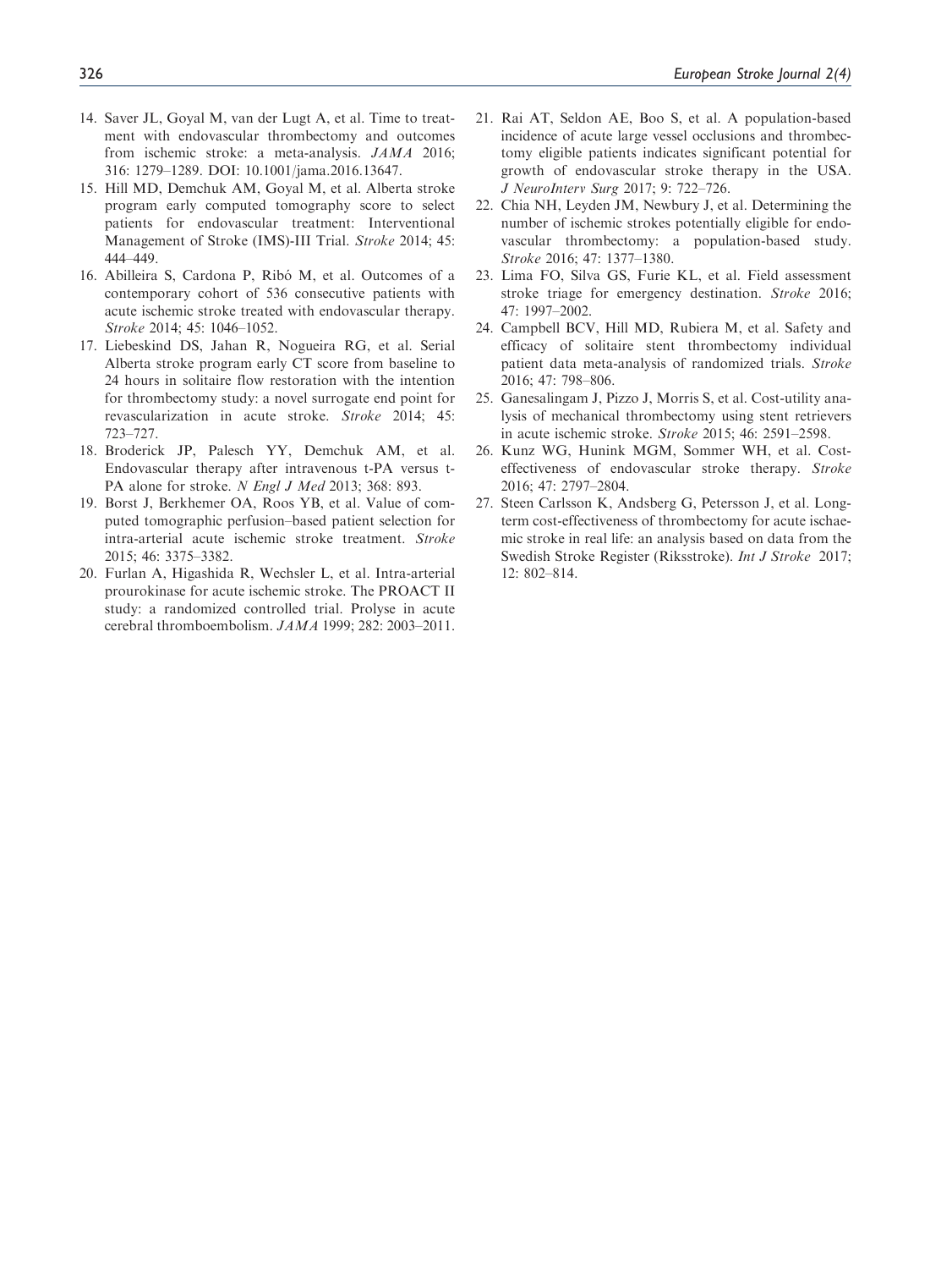14. Saver JL, Goyal M, van der Lugt A, et al. Time to treatment with endovascular thrombectomy and outcomes from ischemic stroke: a meta-analysis. *JAMA* 2016; 316: 1279–1289. DOI: 10.1001/jama.2016.13647.
15. Hill MD, Demchuk AM, Goyal M, et al. Alberta stroke program early computed tomography score to select patients for endovascular treatment: Interventional Management of Stroke (IMS)-III Trial. *Stroke* 2014; 45: 444–449.
16. Abilleira S, Cardona P, Ribó M, et al. Outcomes of a contemporary cohort of 536 consecutive patients with acute ischemic stroke treated with endovascular therapy. *Stroke* 2014; 45: 1046–1052.
17. Liebeskind DS, Jahan R, Nogueira RG, et al. Serial Alberta stroke program early CT score from baseline to 24 hours in solitaire flow restoration with the intention for thrombectomy study: a novel surrogate end point for revascularization in acute stroke. *Stroke* 2014; 45: 723–727.
18. Broderick JP, Palesch YY, Demchuk AM, et al. Endovascular therapy after intravenous t-PA versus t-PA alone for stroke. *N Engl J Med* 2013; 368: 893.
19. Borst J, Berkhemer OA, Roos YB, et al. Value of computed tomographic perfusion–based patient selection for intra-arterial acute ischemic stroke treatment. *Stroke* 2015; 46: 3375–3382.
20. Furlan A, Higashida R, Wechsler L, et al. Intra-arterial prourokinase for acute ischemic stroke. The PROACT II study: a randomized controlled trial. Prolyse in acute cerebral thromboembolism. *JAMA* 1999; 282: 2003–2011.
21. Rai AT, Seldon AE, Boo S, et al. A population-based incidence of acute large vessel occlusions and thrombectomy eligible patients indicates significant potential for growth of endovascular stroke therapy in the USA. *J NeuroInterv Surg* 2017; 9: 722–726.
22. Chia NH, Leyden JM, Newbury J, et al. Determining the number of ischemic strokes potentially eligible for endovascular thrombectomy: a population-based study. *Stroke* 2016; 47: 1377–1380.
23. Lima FO, Silva GS, Furie KL, et al. Field assessment stroke triage for emergency destination. *Stroke* 2016; 47: 1997–2002.
24. Campbell BCV, Hill MD, Rubiera M, et al. Safety and efficacy of solitaire stent thrombectomy individual patient data meta-analysis of randomized trials. *Stroke* 2016; 47: 798–806.
25. Ganesalingam J, Pizzo J, Morris S, et al. Cost-utility analysis of mechanical thrombectomy using stent retrievers in acute ischemic stroke. *Stroke* 2015; 46: 2591–2598.
26. Kunz WG, Hunink MGM, Sommer WH, et al. Cost-effectiveness of endovascular stroke therapy. *Stroke* 2016; 47: 2797–2804.
27. Steen Carlsson K, Andsberg G, Petersson J, et al. Long-term cost-effectiveness of thrombectomy for acute ischaemic stroke in real life: an analysis based on data from the Swedish Stroke Register (Riksstroke). *Int J Stroke* 2017; 12: 802–814.